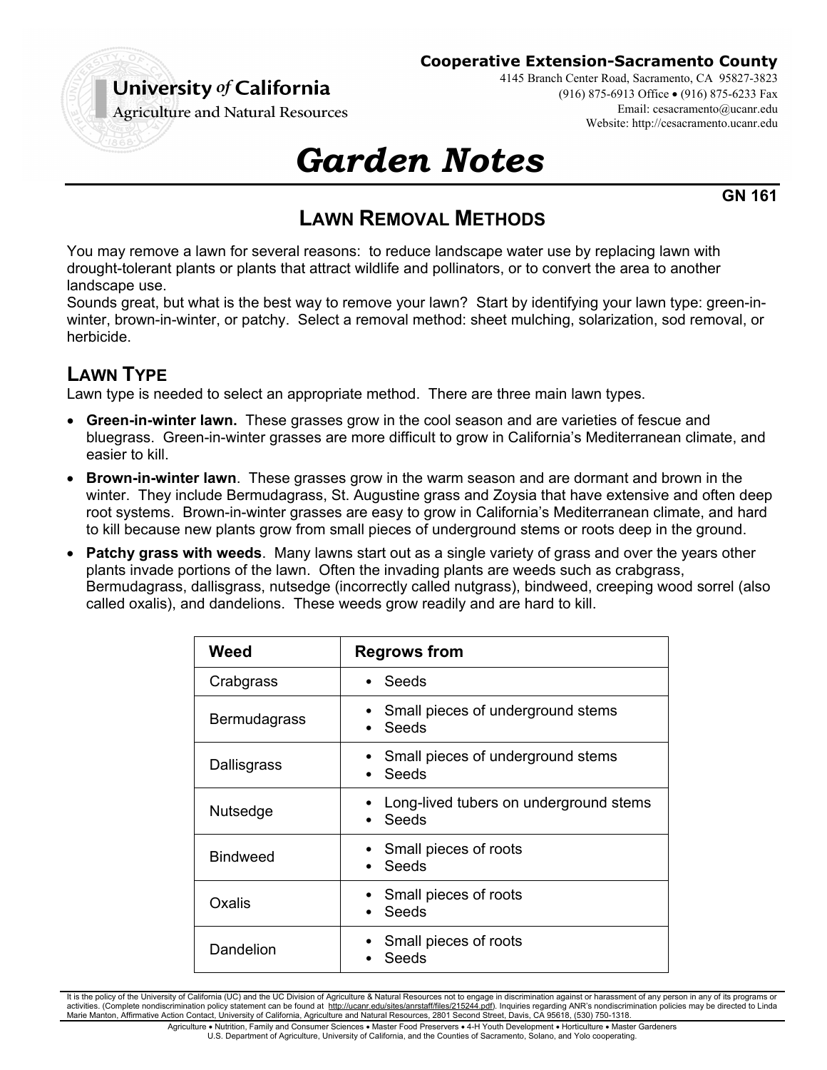**University of California**
**Agriculture and Natural Resources**

**Cooperative Extension-Sacramento County**
4145 Branch Center Road, Sacramento, CA 95827-3823
(916) 875-6913 Office • (916) 875-6233 Fax
Email: cesacramento@ucanr.edu
Website: http://cesacramento.ucanr.edu

# *Garden Notes*

**GN 161**

## LAWN REMOVAL METHODS

You may remove a lawn for several reasons: to reduce landscape water use by replacing lawn with drought-tolerant plants or plants that attract wildlife and pollinators, or to convert the area to another landscape use.
Sounds great, but what is the best way to remove your lawn? Start by identifying your lawn type: green-in-winter, brown-in-winter, or patchy. Select a removal method: sheet mulching, solarization, sod removal, or herbicide.

## LAWN TYPE

Lawn type is needed to select an appropriate method. There are three main lawn types.

- **Green-in-winter lawn.** These grasses grow in the cool season and are varieties of fescue and bluegrass. Green-in-winter grasses are more difficult to grow in California's Mediterranean climate, and easier to kill.
- **Brown-in-winter lawn**. These grasses grow in the warm season and are dormant and brown in the winter. They include Bermudagrass, St. Augustine grass and Zoysia that have extensive and often deep root systems. Brown-in-winter grasses are easy to grow in California's Mediterranean climate, and hard to kill because new plants grow from small pieces of underground stems or roots deep in the ground.
- **Patchy grass with weeds**. Many lawns start out as a single variety of grass and over the years other plants invade portions of the lawn. Often the invading plants are weeds such as crabgrass, Bermudagrass, dallisgrass, nutsedge (incorrectly called nutgrass), bindweed, creeping wood sorrel (also called oxalis), and dandelions. These weeds grow readily and are hard to kill.

| Weed | Regrows from |
|---|---|
| Crabgrass | • Seeds |
| Bermudagrass | • Small pieces of underground stems<br>• Seeds |
| Dallisgrass | • Small pieces of underground stems<br>• Seeds |
| Nutsedge | • Long-lived tubers on underground stems<br>• Seeds |
| Bindweed | • Small pieces of roots<br>• Seeds |
| Oxalis | • Small pieces of roots<br>• Seeds |
| Dandelion | • Small pieces of roots<br>• Seeds |

It is the policy of the University of California (UC) and the UC Division of Agriculture & Natural Resources not to engage in discrimination against or harassment of any person in any of its programs or activities. (Complete nondiscrimination policy statement can be found at http://ucanr.edu/sites/anrstaff/files/215244.pdf). Inquiries regarding ANR's nondiscrimination policies may be directed to Linda Marie Manton, Affirmative Action Contact, University of California, Agriculture and Natural Resources, 2801 Second Street, Davis, CA 95618, (530) 750-1318.

Agriculture • Nutrition, Family and Consumer Sciences • Master Food Preservers • 4-H Youth Development • Horticulture • Master Gardeners
U.S. Department of Agriculture, University of California, and the Counties of Sacramento, Solano, and Yolo cooperating.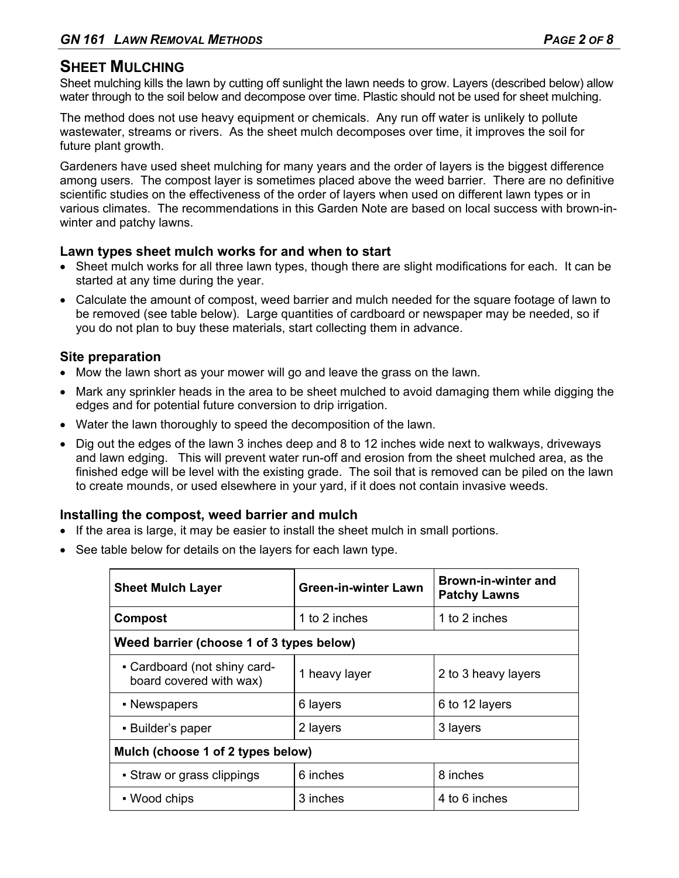## Sheet Mulching

Sheet mulching kills the lawn by cutting off sunlight the lawn needs to grow. Layers (described below) allow water through to the soil below and decompose over time. Plastic should not be used for sheet mulching.

The method does not use heavy equipment or chemicals. Any run off water is unlikely to pollute wastewater, streams or rivers. As the sheet mulch decomposes over time, it improves the soil for future plant growth.

Gardeners have used sheet mulching for many years and the order of layers is the biggest difference among users. The compost layer is sometimes placed above the weed barrier. There are no definitive scientific studies on the effectiveness of the order of layers when used on different lawn types or in various climates. The recommendations in this Garden Note are based on local success with brown-in-winter and patchy lawns.

### Lawn types sheet mulch works for and when to start

- Sheet mulch works for all three lawn types, though there are slight modifications for each. It can be started at any time during the year.
- Calculate the amount of compost, weed barrier and mulch needed for the square footage of lawn to be removed (see table below). Large quantities of cardboard or newspaper may be needed, so if you do not plan to buy these materials, start collecting them in advance.

### Site preparation

- Mow the lawn short as your mower will go and leave the grass on the lawn.
- Mark any sprinkler heads in the area to be sheet mulched to avoid damaging them while digging the edges and for potential future conversion to drip irrigation.
- Water the lawn thoroughly to speed the decomposition of the lawn.
- Dig out the edges of the lawn 3 inches deep and 8 to 12 inches wide next to walkways, driveways and lawn edging. This will prevent water run-off and erosion from the sheet mulched area, as the finished edge will be level with the existing grade. The soil that is removed can be piled on the lawn to create mounds, or used elsewhere in your yard, if it does not contain invasive weeds.

### Installing the compost, weed barrier and mulch

- If the area is large, it may be easier to install the sheet mulch in small portions.
- See table below for details on the layers for each lawn type.

| Sheet Mulch Layer | Green-in-winter Lawn | Brown-in-winter and Patchy Lawns |
|---|---|---|
| **Compost** | 1 to 2 inches | 1 to 2 inches |
| **Weed barrier (choose 1 of 3 types below)** | | |
| ▪ Cardboard (not shiny card-board covered with wax) | 1 heavy layer | 2 to 3 heavy layers |
| ▪ Newspapers | 6 layers | 6 to 12 layers |
| ▪ Builder's paper | 2 layers | 3 layers |
| **Mulch (choose 1 of 2 types below)** | | |
| ▪ Straw or grass clippings | 6 inches | 8 inches |
| ▪ Wood chips | 3 inches | 4 to 6 inches |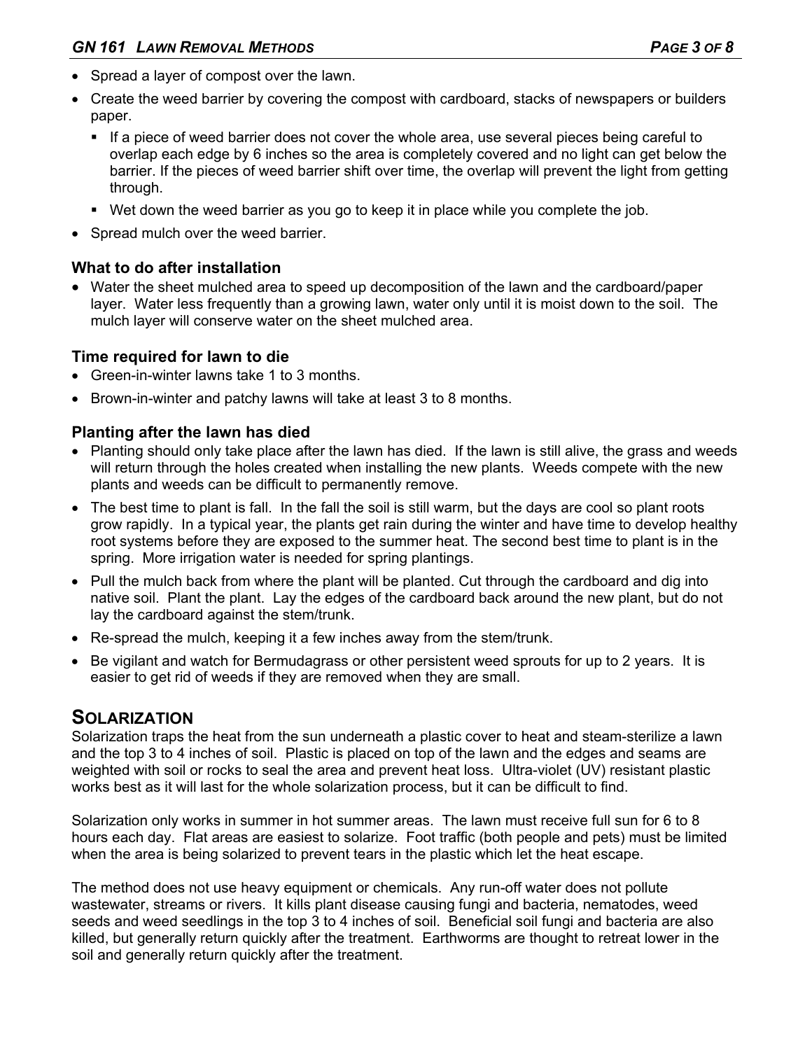- Spread a layer of compost over the lawn.
- Create the weed barrier by covering the compost with cardboard, stacks of newspapers or builders paper.
  - If a piece of weed barrier does not cover the whole area, use several pieces being careful to overlap each edge by 6 inches so the area is completely covered and no light can get below the barrier. If the pieces of weed barrier shift over time, the overlap will prevent the light from getting through.
  - Wet down the weed barrier as you go to keep it in place while you complete the job.
- Spread mulch over the weed barrier.

### What to do after installation

- Water the sheet mulched area to speed up decomposition of the lawn and the cardboard/paper layer. Water less frequently than a growing lawn, water only until it is moist down to the soil. The mulch layer will conserve water on the sheet mulched area.

### Time required for lawn to die

- Green-in-winter lawns take 1 to 3 months.
- Brown-in-winter and patchy lawns will take at least 3 to 8 months.

### Planting after the lawn has died

- Planting should only take place after the lawn has died. If the lawn is still alive, the grass and weeds will return through the holes created when installing the new plants. Weeds compete with the new plants and weeds can be difficult to permanently remove.
- The best time to plant is fall. In the fall the soil is still warm, but the days are cool so plant roots grow rapidly. In a typical year, the plants get rain during the winter and have time to develop healthy root systems before they are exposed to the summer heat. The second best time to plant is in the spring. More irrigation water is needed for spring plantings.
- Pull the mulch back from where the plant will be planted. Cut through the cardboard and dig into native soil. Plant the plant. Lay the edges of the cardboard back around the new plant, but do not lay the cardboard against the stem/trunk.
- Re-spread the mulch, keeping it a few inches away from the stem/trunk.
- Be vigilant and watch for Bermudagrass or other persistent weed sprouts for up to 2 years. It is easier to get rid of weeds if they are removed when they are small.

## SOLARIZATION

Solarization traps the heat from the sun underneath a plastic cover to heat and steam-sterilize a lawn and the top 3 to 4 inches of soil. Plastic is placed on top of the lawn and the edges and seams are weighted with soil or rocks to seal the area and prevent heat loss. Ultra-violet (UV) resistant plastic works best as it will last for the whole solarization process, but it can be difficult to find.

Solarization only works in summer in hot summer areas. The lawn must receive full sun for 6 to 8 hours each day. Flat areas are easiest to solarize. Foot traffic (both people and pets) must be limited when the area is being solarized to prevent tears in the plastic which let the heat escape.

The method does not use heavy equipment or chemicals. Any run-off water does not pollute wastewater, streams or rivers. It kills plant disease causing fungi and bacteria, nematodes, weed seeds and weed seedlings in the top 3 to 4 inches of soil. Beneficial soil fungi and bacteria are also killed, but generally return quickly after the treatment. Earthworms are thought to retreat lower in the soil and generally return quickly after the treatment.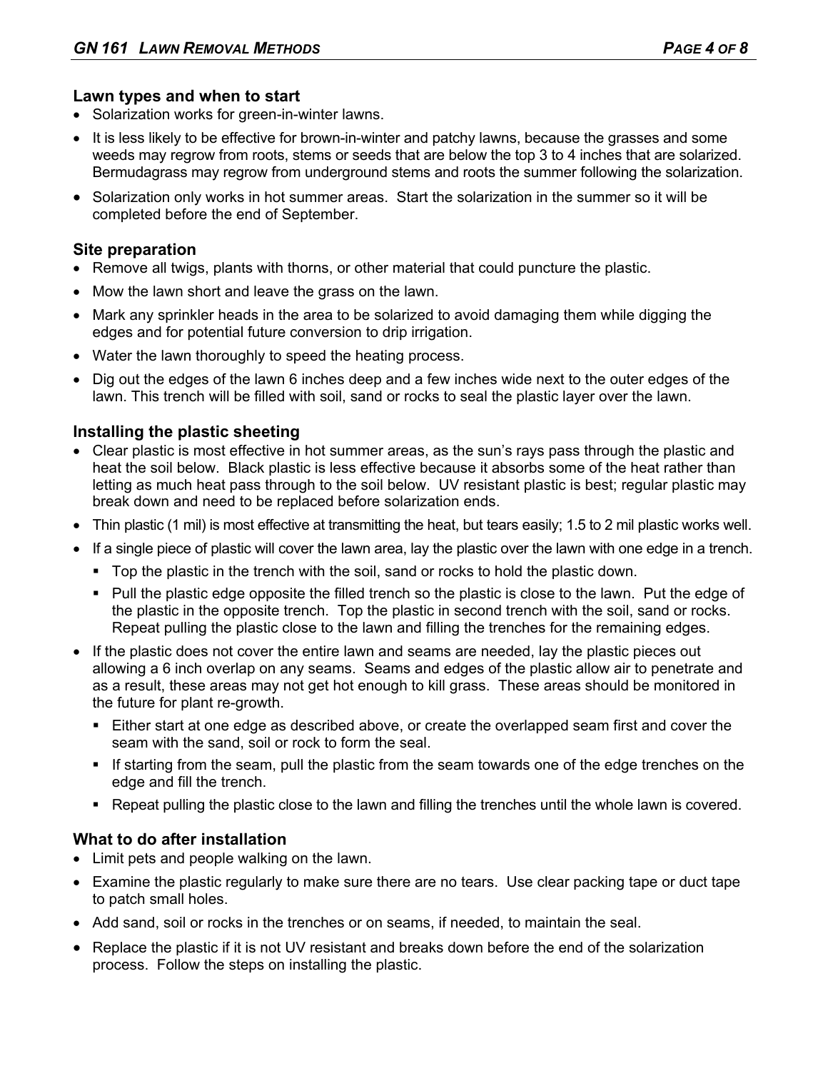### Lawn types and when to start

- Solarization works for green-in-winter lawns.
- It is less likely to be effective for brown-in-winter and patchy lawns, because the grasses and some weeds may regrow from roots, stems or seeds that are below the top 3 to 4 inches that are solarized. Bermudagrass may regrow from underground stems and roots the summer following the solarization.
- Solarization only works in hot summer areas. Start the solarization in the summer so it will be completed before the end of September.

### Site preparation

- Remove all twigs, plants with thorns, or other material that could puncture the plastic.
- Mow the lawn short and leave the grass on the lawn.
- Mark any sprinkler heads in the area to be solarized to avoid damaging them while digging the edges and for potential future conversion to drip irrigation.
- Water the lawn thoroughly to speed the heating process.
- Dig out the edges of the lawn 6 inches deep and a few inches wide next to the outer edges of the lawn. This trench will be filled with soil, sand or rocks to seal the plastic layer over the lawn.

### Installing the plastic sheeting

- Clear plastic is most effective in hot summer areas, as the sun's rays pass through the plastic and heat the soil below. Black plastic is less effective because it absorbs some of the heat rather than letting as much heat pass through to the soil below. UV resistant plastic is best; regular plastic may break down and need to be replaced before solarization ends.
- Thin plastic (1 mil) is most effective at transmitting the heat, but tears easily; 1.5 to 2 mil plastic works well.
- If a single piece of plastic will cover the lawn area, lay the plastic over the lawn with one edge in a trench.
  - Top the plastic in the trench with the soil, sand or rocks to hold the plastic down.
  - Pull the plastic edge opposite the filled trench so the plastic is close to the lawn. Put the edge of the plastic in the opposite trench. Top the plastic in second trench with the soil, sand or rocks. Repeat pulling the plastic close to the lawn and filling the trenches for the remaining edges.
- If the plastic does not cover the entire lawn and seams are needed, lay the plastic pieces out allowing a 6 inch overlap on any seams. Seams and edges of the plastic allow air to penetrate and as a result, these areas may not get hot enough to kill grass. These areas should be monitored in the future for plant re-growth.
  - Either start at one edge as described above, or create the overlapped seam first and cover the seam with the sand, soil or rock to form the seal.
  - If starting from the seam, pull the plastic from the seam towards one of the edge trenches on the edge and fill the trench.
  - Repeat pulling the plastic close to the lawn and filling the trenches until the whole lawn is covered.

### What to do after installation

- Limit pets and people walking on the lawn.
- Examine the plastic regularly to make sure there are no tears. Use clear packing tape or duct tape to patch small holes.
- Add sand, soil or rocks in the trenches or on seams, if needed, to maintain the seal.
- Replace the plastic if it is not UV resistant and breaks down before the end of the solarization process. Follow the steps on installing the plastic.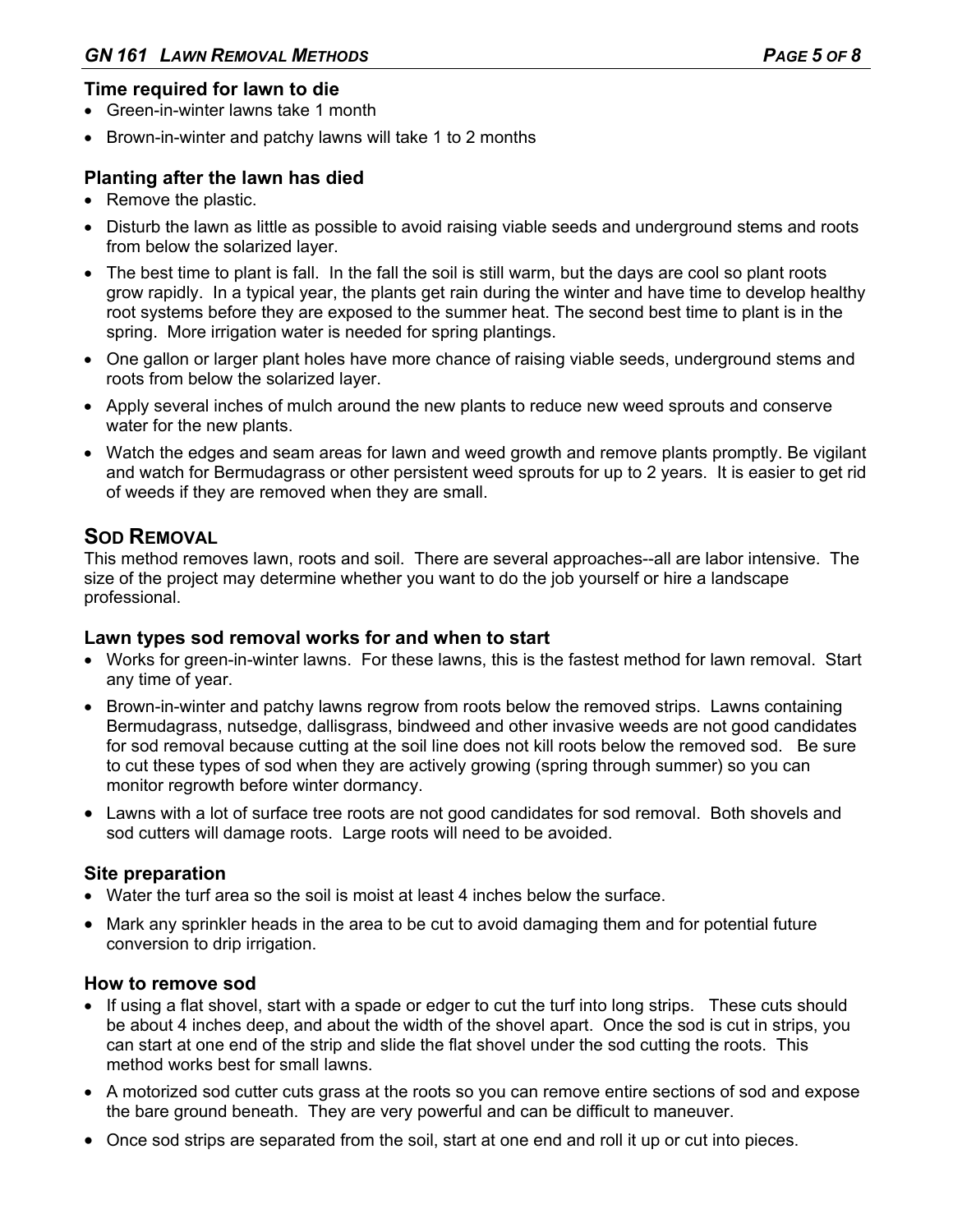### Time required for lawn to die

- Green-in-winter lawns take 1 month
- Brown-in-winter and patchy lawns will take 1 to 2 months

### Planting after the lawn has died

- Remove the plastic.
- Disturb the lawn as little as possible to avoid raising viable seeds and underground stems and roots from below the solarized layer.
- The best time to plant is fall. In the fall the soil is still warm, but the days are cool so plant roots grow rapidly. In a typical year, the plants get rain during the winter and have time to develop healthy root systems before they are exposed to the summer heat. The second best time to plant is in the spring. More irrigation water is needed for spring plantings.
- One gallon or larger plant holes have more chance of raising viable seeds, underground stems and roots from below the solarized layer.
- Apply several inches of mulch around the new plants to reduce new weed sprouts and conserve water for the new plants.
- Watch the edges and seam areas for lawn and weed growth and remove plants promptly. Be vigilant and watch for Bermudagrass or other persistent weed sprouts for up to 2 years. It is easier to get rid of weeds if they are removed when they are small.

## Sod Removal

This method removes lawn, roots and soil. There are several approaches--all are labor intensive. The size of the project may determine whether you want to do the job yourself or hire a landscape professional.

### Lawn types sod removal works for and when to start

- Works for green-in-winter lawns. For these lawns, this is the fastest method for lawn removal. Start any time of year.
- Brown-in-winter and patchy lawns regrow from roots below the removed strips. Lawns containing Bermudagrass, nutsedge, dallisgrass, bindweed and other invasive weeds are not good candidates for sod removal because cutting at the soil line does not kill roots below the removed sod. Be sure to cut these types of sod when they are actively growing (spring through summer) so you can monitor regrowth before winter dormancy.
- Lawns with a lot of surface tree roots are not good candidates for sod removal. Both shovels and sod cutters will damage roots. Large roots will need to be avoided.

### Site preparation

- Water the turf area so the soil is moist at least 4 inches below the surface.
- Mark any sprinkler heads in the area to be cut to avoid damaging them and for potential future conversion to drip irrigation.

### How to remove sod

- If using a flat shovel, start with a spade or edger to cut the turf into long strips. These cuts should be about 4 inches deep, and about the width of the shovel apart. Once the sod is cut in strips, you can start at one end of the strip and slide the flat shovel under the sod cutting the roots. This method works best for small lawns.
- A motorized sod cutter cuts grass at the roots so you can remove entire sections of sod and expose the bare ground beneath. They are very powerful and can be difficult to maneuver.
- Once sod strips are separated from the soil, start at one end and roll it up or cut into pieces.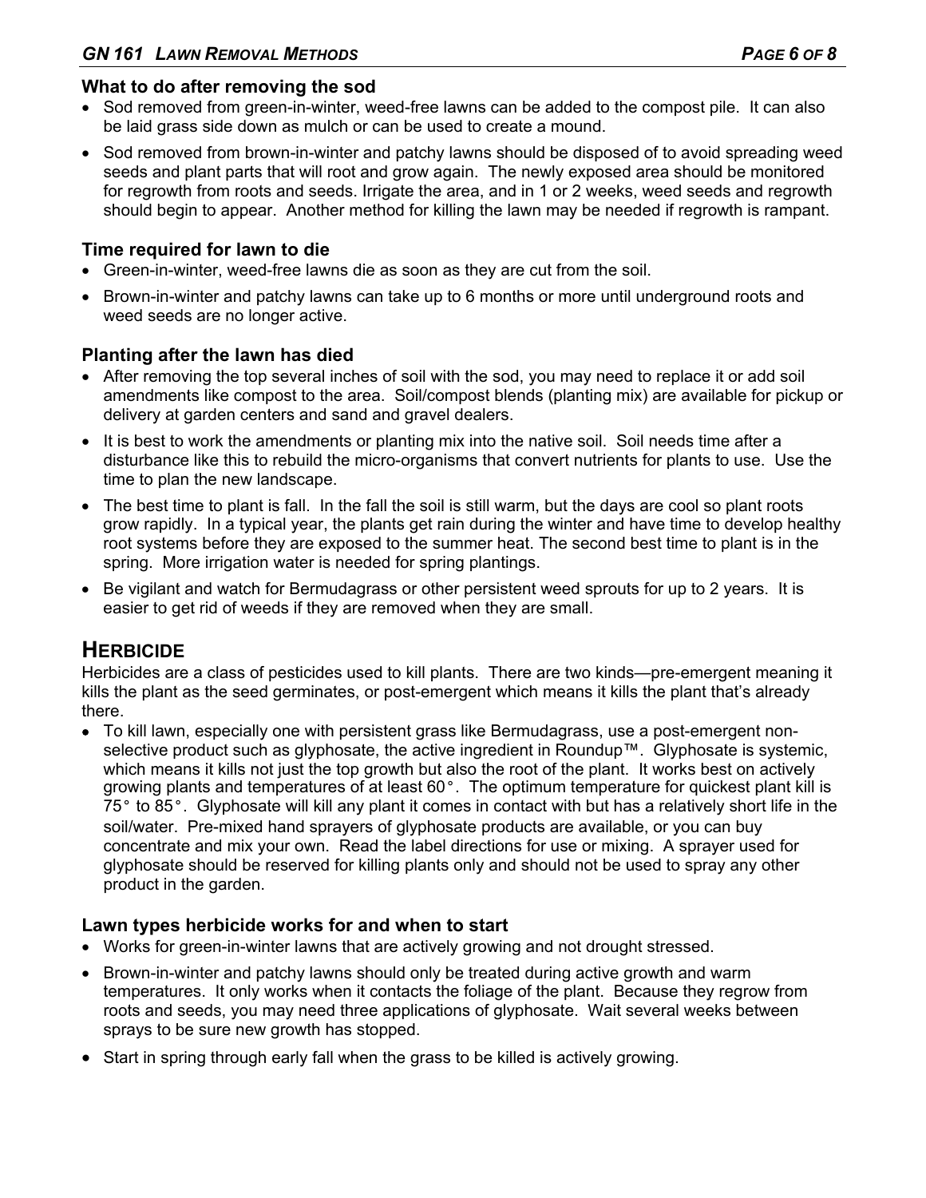### What to do after removing the sod

- Sod removed from green-in-winter, weed-free lawns can be added to the compost pile. It can also be laid grass side down as mulch or can be used to create a mound.
- Sod removed from brown-in-winter and patchy lawns should be disposed of to avoid spreading weed seeds and plant parts that will root and grow again. The newly exposed area should be monitored for regrowth from roots and seeds. Irrigate the area, and in 1 or 2 weeks, weed seeds and regrowth should begin to appear. Another method for killing the lawn may be needed if regrowth is rampant.

### Time required for lawn to die

- Green-in-winter, weed-free lawns die as soon as they are cut from the soil.
- Brown-in-winter and patchy lawns can take up to 6 months or more until underground roots and weed seeds are no longer active.

### Planting after the lawn has died

- After removing the top several inches of soil with the sod, you may need to replace it or add soil amendments like compost to the area. Soil/compost blends (planting mix) are available for pickup or delivery at garden centers and sand and gravel dealers.
- It is best to work the amendments or planting mix into the native soil. Soil needs time after a disturbance like this to rebuild the micro-organisms that convert nutrients for plants to use. Use the time to plan the new landscape.
- The best time to plant is fall. In the fall the soil is still warm, but the days are cool so plant roots grow rapidly. In a typical year, the plants get rain during the winter and have time to develop healthy root systems before they are exposed to the summer heat. The second best time to plant is in the spring. More irrigation water is needed for spring plantings.
- Be vigilant and watch for Bermudagrass or other persistent weed sprouts for up to 2 years. It is easier to get rid of weeds if they are removed when they are small.

## HERBICIDE

Herbicides are a class of pesticides used to kill plants. There are two kinds—pre-emergent meaning it kills the plant as the seed germinates, or post-emergent which means it kills the plant that's already there.

- To kill lawn, especially one with persistent grass like Bermudagrass, use a post-emergent non-selective product such as glyphosate, the active ingredient in Roundup™. Glyphosate is systemic, which means it kills not just the top growth but also the root of the plant. It works best on actively growing plants and temperatures of at least 60°. The optimum temperature for quickest plant kill is 75° to 85°. Glyphosate will kill any plant it comes in contact with but has a relatively short life in the soil/water. Pre-mixed hand sprayers of glyphosate products are available, or you can buy concentrate and mix your own. Read the label directions for use or mixing. A sprayer used for glyphosate should be reserved for killing plants only and should not be used to spray any other product in the garden.

### Lawn types herbicide works for and when to start

- Works for green-in-winter lawns that are actively growing and not drought stressed.
- Brown-in-winter and patchy lawns should only be treated during active growth and warm temperatures. It only works when it contacts the foliage of the plant. Because they regrow from roots and seeds, you may need three applications of glyphosate. Wait several weeks between sprays to be sure new growth has stopped.
- Start in spring through early fall when the grass to be killed is actively growing.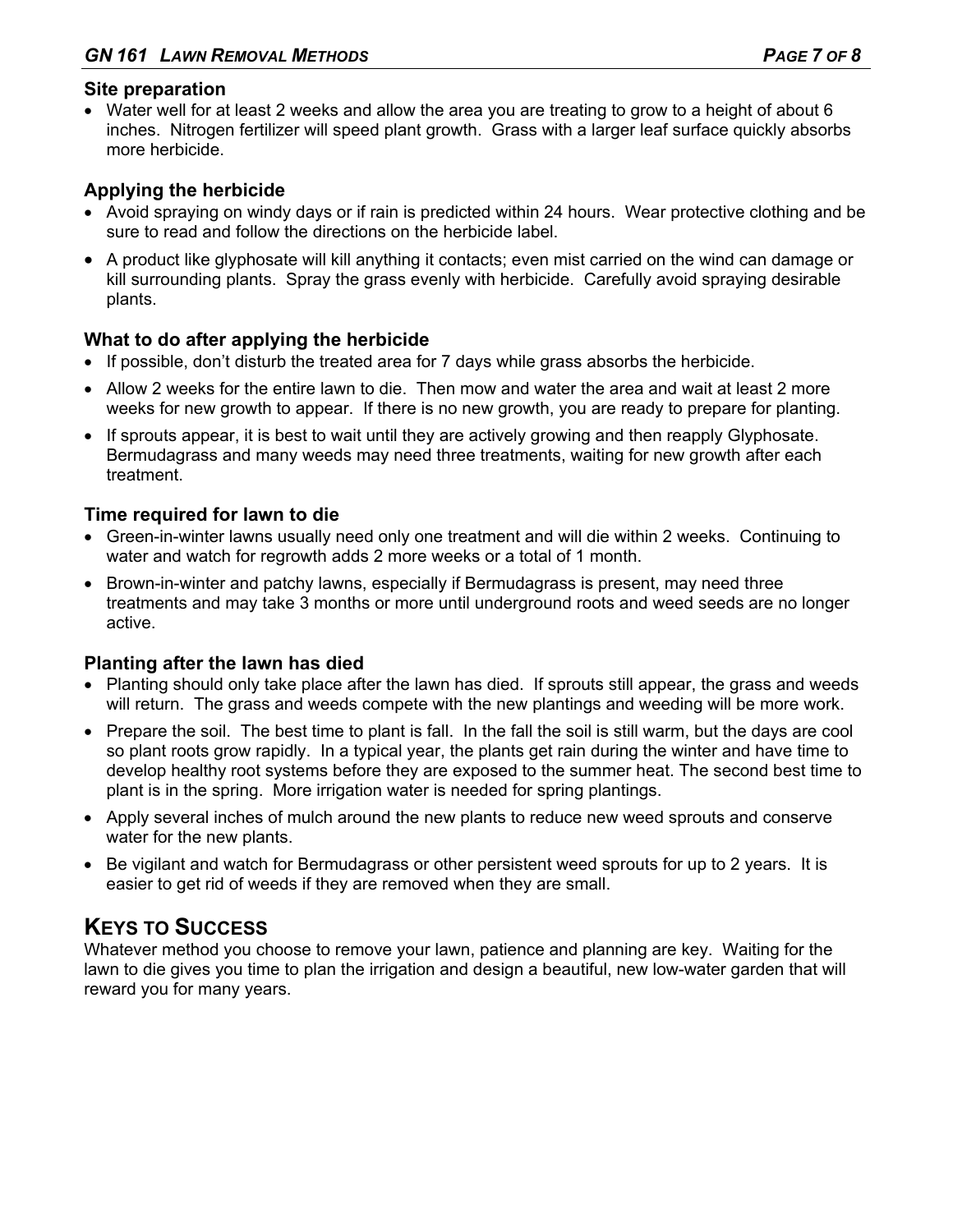### Site preparation

- Water well for at least 2 weeks and allow the area you are treating to grow to a height of about 6 inches. Nitrogen fertilizer will speed plant growth. Grass with a larger leaf surface quickly absorbs more herbicide.

### Applying the herbicide

- Avoid spraying on windy days or if rain is predicted within 24 hours. Wear protective clothing and be sure to read and follow the directions on the herbicide label.
- A product like glyphosate will kill anything it contacts; even mist carried on the wind can damage or kill surrounding plants. Spray the grass evenly with herbicide. Carefully avoid spraying desirable plants.

### What to do after applying the herbicide

- If possible, don't disturb the treated area for 7 days while grass absorbs the herbicide.
- Allow 2 weeks for the entire lawn to die. Then mow and water the area and wait at least 2 more weeks for new growth to appear. If there is no new growth, you are ready to prepare for planting.
- If sprouts appear, it is best to wait until they are actively growing and then reapply Glyphosate. Bermudagrass and many weeds may need three treatments, waiting for new growth after each treatment.

### Time required for lawn to die

- Green-in-winter lawns usually need only one treatment and will die within 2 weeks. Continuing to water and watch for regrowth adds 2 more weeks or a total of 1 month.
- Brown-in-winter and patchy lawns, especially if Bermudagrass is present, may need three treatments and may take 3 months or more until underground roots and weed seeds are no longer active.

### Planting after the lawn has died

- Planting should only take place after the lawn has died. If sprouts still appear, the grass and weeds will return. The grass and weeds compete with the new plantings and weeding will be more work.
- Prepare the soil. The best time to plant is fall. In the fall the soil is still warm, but the days are cool so plant roots grow rapidly. In a typical year, the plants get rain during the winter and have time to develop healthy root systems before they are exposed to the summer heat. The second best time to plant is in the spring. More irrigation water is needed for spring plantings.
- Apply several inches of mulch around the new plants to reduce new weed sprouts and conserve water for the new plants.
- Be vigilant and watch for Bermudagrass or other persistent weed sprouts for up to 2 years. It is easier to get rid of weeds if they are removed when they are small.

## Keys to Success

Whatever method you choose to remove your lawn, patience and planning are key. Waiting for the lawn to die gives you time to plan the irrigation and design a beautiful, new low-water garden that will reward you for many years.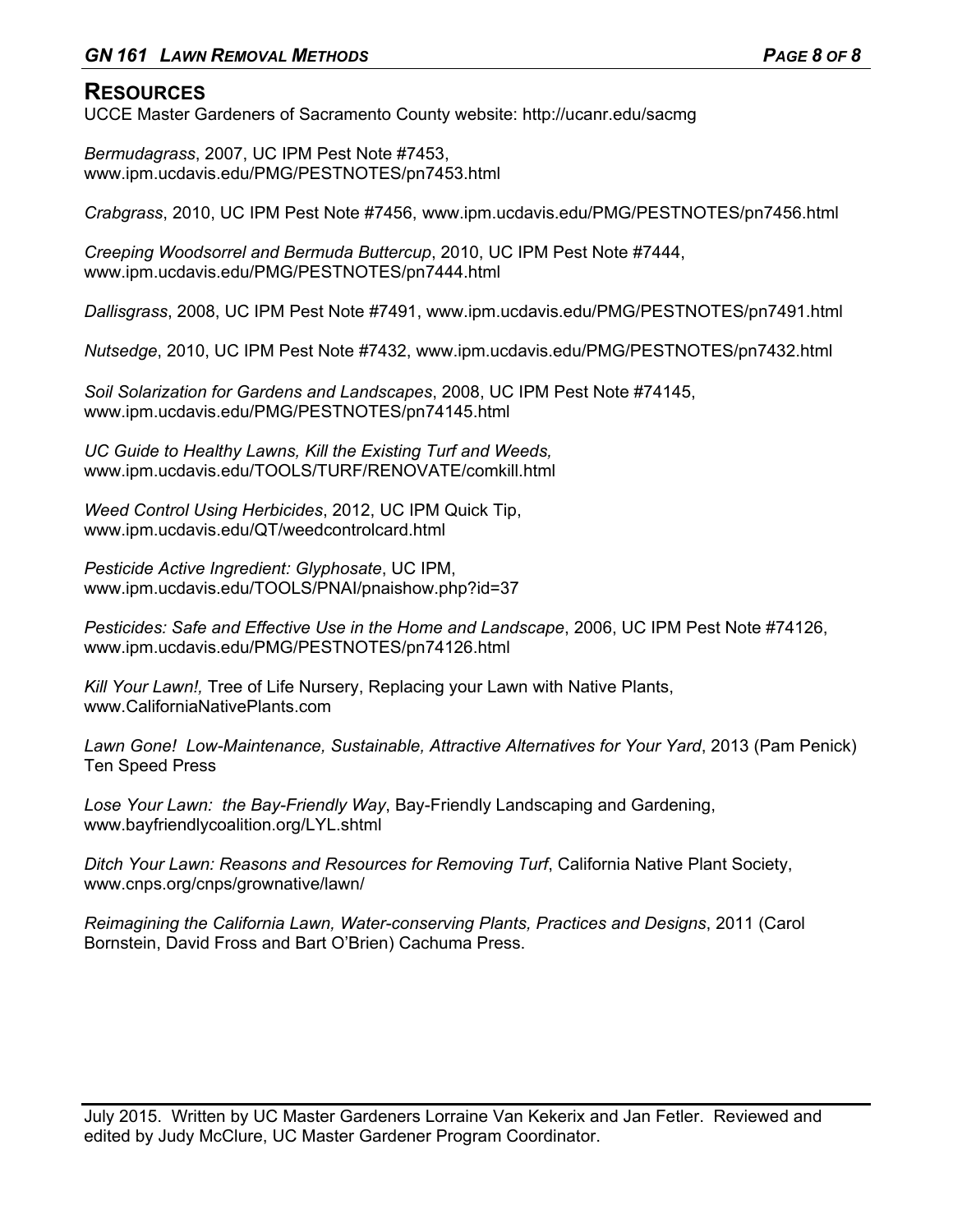## Resources

UCCE Master Gardeners of Sacramento County website: http://ucanr.edu/sacmg

*Bermudagrass*, 2007, UC IPM Pest Note #7453, www.ipm.ucdavis.edu/PMG/PESTNOTES/pn7453.html

*Crabgrass*, 2010, UC IPM Pest Note #7456, www.ipm.ucdavis.edu/PMG/PESTNOTES/pn7456.html

*Creeping Woodsorrel and Bermuda Buttercup*, 2010, UC IPM Pest Note #7444, www.ipm.ucdavis.edu/PMG/PESTNOTES/pn7444.html

*Dallisgrass*, 2008, UC IPM Pest Note #7491, www.ipm.ucdavis.edu/PMG/PESTNOTES/pn7491.html

*Nutsedge*, 2010, UC IPM Pest Note #7432, www.ipm.ucdavis.edu/PMG/PESTNOTES/pn7432.html

*Soil Solarization for Gardens and Landscapes*, 2008, UC IPM Pest Note #74145, www.ipm.ucdavis.edu/PMG/PESTNOTES/pn74145.html

*UC Guide to Healthy Lawns, Kill the Existing Turf and Weeds,* www.ipm.ucdavis.edu/TOOLS/TURF/RENOVATE/comkill.html

*Weed Control Using Herbicides*, 2012, UC IPM Quick Tip, www.ipm.ucdavis.edu/QT/weedcontrolcard.html

*Pesticide Active Ingredient: Glyphosate*, UC IPM, www.ipm.ucdavis.edu/TOOLS/PNAI/pnaishow.php?id=37

*Pesticides: Safe and Effective Use in the Home and Landscape*, 2006, UC IPM Pest Note #74126, www.ipm.ucdavis.edu/PMG/PESTNOTES/pn74126.html

*Kill Your Lawn!,* Tree of Life Nursery, Replacing your Lawn with Native Plants, www.CaliforniaNativePlants.com

*Lawn Gone! Low-Maintenance, Sustainable, Attractive Alternatives for Your Yard*, 2013 (Pam Penick) Ten Speed Press

*Lose Your Lawn: the Bay-Friendly Way*, Bay-Friendly Landscaping and Gardening, www.bayfriendlycoalition.org/LYL.shtml

*Ditch Your Lawn: Reasons and Resources for Removing Turf*, California Native Plant Society, www.cnps.org/cnps/grownative/lawn/

*Reimagining the California Lawn, Water-conserving Plants, Practices and Designs*, 2011 (Carol Bornstein, David Fross and Bart O'Brien) Cachuma Press.

July 2015. Written by UC Master Gardeners Lorraine Van Kekerix and Jan Fetler. Reviewed and edited by Judy McClure, UC Master Gardener Program Coordinator.